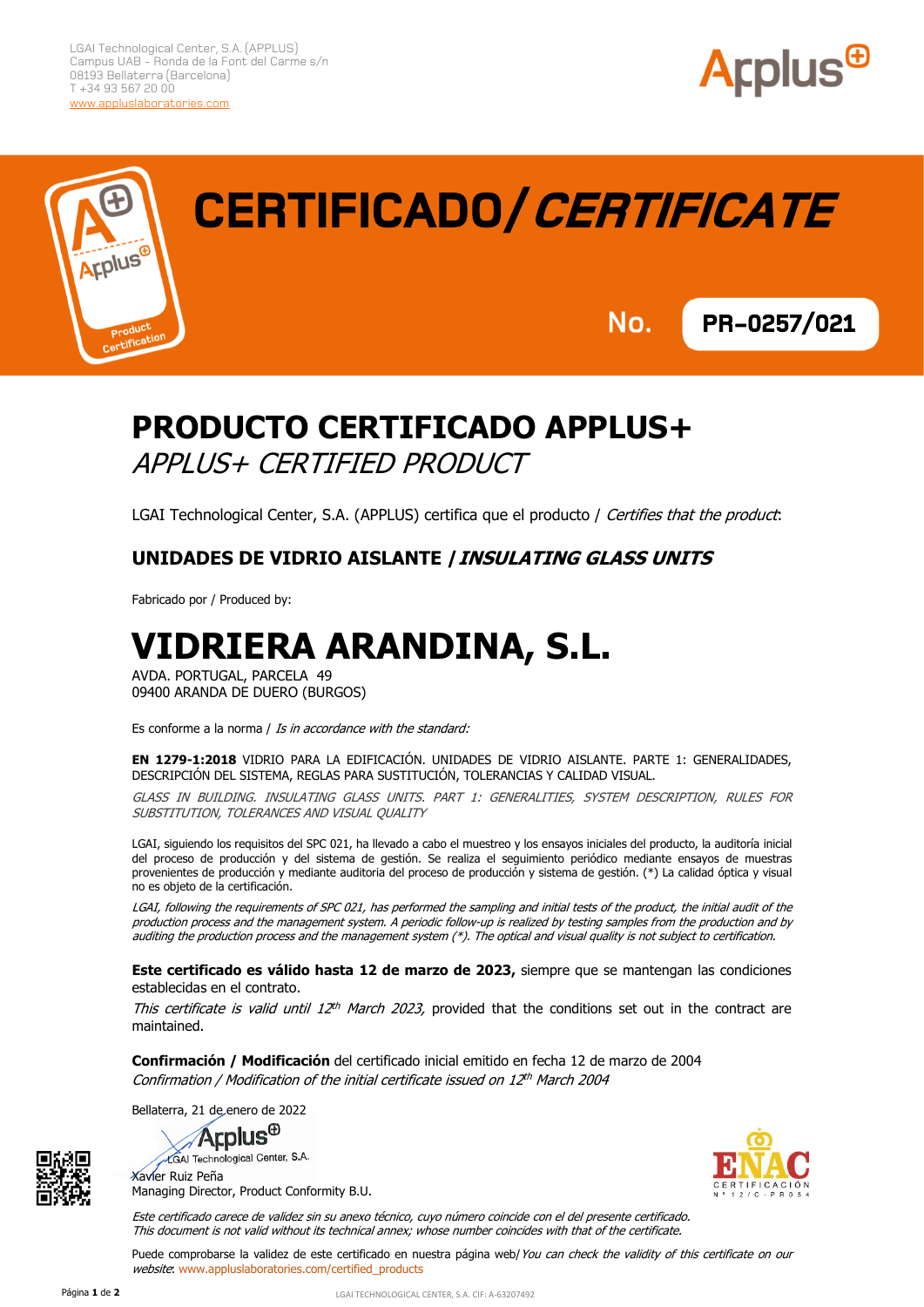LGAI Technological Center, S.A. (APPLUS)
Campus UAB - Ronda de la Font del Carme s/n
08193 Bellaterra (Barcelona)
T +34 93 567 20 00
www.appluslaboratories.com

# CERTIFICADO/*CERTIFICATE*

**No. PR-0257/021**

## PRODUCTO CERTIFICADO APPLUS+
*APPLUS+ CERTIFIED PRODUCT*

LGAI Technological Center, S.A. (APPLUS) certifica que el producto / *Certifies that the product*:

### UNIDADES DE VIDRIO AISLANTE / *INSULATING GLASS UNITS*

Fabricado por / Produced by:

# VIDRIERA ARANDINA, S.L.

AVDA. PORTUGAL, PARCELA 49
09400 ARANDA DE DUERO (BURGOS)

Es conforme a la norma / *Is in accordance with the standard:*

**EN 1279-1:2018** VIDRIO PARA LA EDIFICACIÓN. UNIDADES DE VIDRIO AISLANTE. PARTE 1: GENERALIDADES, DESCRIPCIÓN DEL SISTEMA, REGLAS PARA SUSTITUCIÓN, TOLERANCIAS Y CALIDAD VISUAL.

*GLASS IN BUILDING. INSULATING GLASS UNITS. PART 1: GENERALITIES, SYSTEM DESCRIPTION, RULES FOR SUBSTITUTION, TOLERANCES AND VISUAL QUALITY*

LGAI, siguiendo los requisitos del SPC 021, ha llevado a cabo el muestreo y los ensayos iniciales del producto, la auditoría inicial del proceso de producción y del sistema de gestión. Se realiza el seguimiento periódico mediante ensayos de muestras provenientes de producción y mediante auditoria del proceso de producción y sistema de gestión. (*) La calidad óptica y visual no es objeto de la certificación.

*LGAI, following the requirements of SPC 021, has performed the sampling and initial tests of the product, the initial audit of the production process and the management system. A periodic follow-up is realized by testing samples from the production and by auditing the production process and the management system (*). The optical and visual quality is not subject to certification.*

**Este certificado es válido hasta 12 de marzo de 2023,** siempre que se mantengan las condiciones establecidas en el contrato.

*This certificate is valid until 12th March 2023,* provided that the conditions set out in the contract are maintained.

**Confirmación / Modificación** del certificado inicial emitido en fecha 12 de marzo de 2004
*Confirmation / Modification of the initial certificate issued on 12th March 2004*

Bellaterra, 21 de enero de 2022

Applus LGAI Technological Center, S.A.

Xavier Ruiz Peña
Managing Director, Product Conformity B.U.

ENAC CERTIFICACIÓN Nº 12/C-PR054

*Este certificado carece de validez sin su anexo técnico, cuyo número coincide con el del presente certificado.*
*This document is not valid without its technical annex; whose number coincides with that of the certificate.*

Puede comprobarse la validez de este certificado en nuestra página web/ *You can check the validity of this certificate on our website*: www.appluslaboratories.com/certified_products

LGAI TECHNOLOGICAL CENTER, S.A. CIF: A-63207492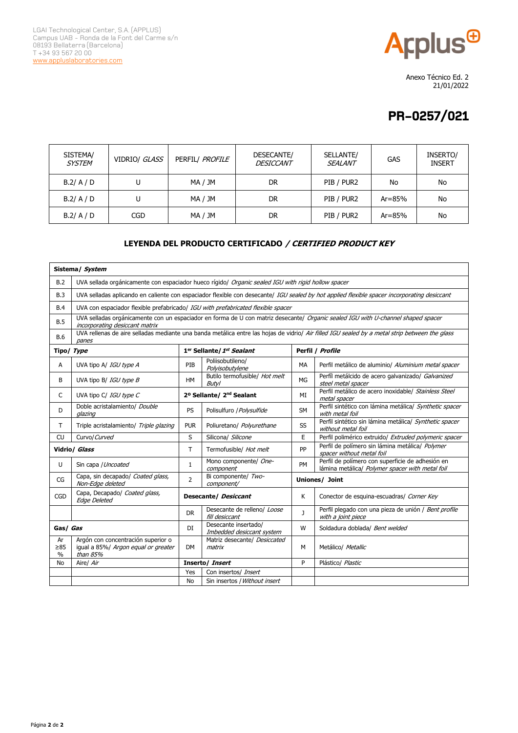LGAI Technological Center, S.A. (APPLUS)
Campus UAB - Ronda de la Font del Carme s/n
08193 Bellaterra (Barcelona)
T +34 93 567 20 00
www.appluslaboratories.com

Anexo Técnico Ed. 2
21/01/2022

# PR-0257/021

| SISTEMA/ *SYSTEM* | VIDRIO/ *GLASS* | PERFIL/ *PROFILE* | DESECANTE/ *DESICCANT* | SELLANTE/ *SEALANT* | GAS | INSERTO/ INSERT |
|---|---|---|---|---|---|---|
| B.2/ A / D | U | MA / JM | DR | PIB / PUR2 | No | No |
| B.2/ A / D | U | MA / JM | DR | PIB / PUR2 | Ar=85% | No |
| B.2/ A / D | CGD | MA / JM | DR | PIB / PUR2 | Ar=85% | No |

## LEYENDA DEL PRODUCTO CERTIFICADO / *CERTIFIED PRODUCT KEY*

| **Sistema/ *System*** | |
|---|---|
| B.2 | UVA sellada orgánicamente con espaciador hueco rígido/ *Organic sealed IGU with rigid hollow spacer* |
| B.3 | UVA selladas aplicando en caliente con espaciador flexible con desecante/ *IGU sealed by hot applied flexible spacer incorporating desiccant* |
| B.4 | UVA con espaciador flexible prefabricado/ *IGU with prefabricated flexible spacer* |
| B.5 | UVA selladas orgánicamente con un espaciador en forma de U con matriz desecante/ *Organic sealed IGU with U-channel shaped spacer incorporating desiccant matrix* |
| B.6 | UVA rellenas de aire selladas mediante una banda metálica entre las hojas de vidrio/ *Air filled IGU sealed by a metal strip between the glass panes* |

| **Tipo/ *Type*** | | **1er Sellante/ *1st Sealant*** | | **Perfil / *Profile*** | |
|---|---|---|---|---|---|
| A | UVA tipo A/ *IGU type A* | PIB | Poliisobutileno/ *Polyisobutylene* | MA | Perfil metálico de aluminio/ *Aluminium metal spacer* |
| B | UVA tipo B/ *IGU type B* | HM | Butilo termofusible/ *Hot melt Butyl* | MG | Perfil metálcido de acero galvanizado/ *Galvanized steel metal spacer* |
| C | UVA tipo C/ *IGU type C* | **2º Sellante/ 2nd Sealant** | | MI | Perfil metálico de acero inoxidable/ *Stainless Steel metal spacer* |
| D | Doble acristalamiento/ *Double glazing* | PS | Polisulfuro /*Polysulfide* | SM | Perfil sintético con lámina metálica/ *Synthetic spacer with metal foil* |
| T | Triple acristalamiento/ *Triple glazing* | PUR | Poliuretano/ *Polyurethane* | SS | Perfil sintético sin lámina metálica/ *Synthetic spacer without metal foil* |
| CU | Curvo/*Curved* | S | Silicona/ *Silicone* | E | Perfil polimérico extruido/ *Extruded polymeric spacer* |
| **Vidrio/ *Glass*** | | T | Termofusible/ *Hot melt* | PP | Perfil de polímero sin lámina metálica/ *Polymer spacer without metal foil* |
| U | Sin capa /*Uncoated* | 1 | Mono componente/ *One-component* | PM | Perfil de polímero con superficie de adhesión en lámina metálica/ *Polymer spacer with metal foil* |
| CG | Capa, sin decapado/ *Coated glass, Non-Edge deleted* | 2 | Bi componente/ *Two-component/* | **Uniones/ Joint** | |
| CGD | Capa, Decapado/ *Coated glass, Edge Deleted* | **Desecante/ *Desiccant*** | | K | Conector de esquina-escuadras/ *Corner Key* |
| | | DR | Desecante de relleno/ *Loose fill desiccant* | J | Perfil plegado con una pieza de unión / *Bent profile with a joint piece* |
| **Gas/ *Gas*** | | DI | Desecante insertado/ *Imbedded desiccant system* | W | Soldadura doblada/ *Bent welded* |
| Ar ≥85 % | Argón con concentración superior o igual a 85%/ *Argon equal or greater than 85%* | DM | Matriz desecante/ *Desiccated matrix* | M | Metálico/ *Metallic* |
| No | Aire/ *Air* | **Inserto/ *Insert*** | | P | Plástico/ *Plastic* |
| | | Yes | Con insertos/ *Insert* | | |
| | | No | Sin insertos /*Without insert* | | |